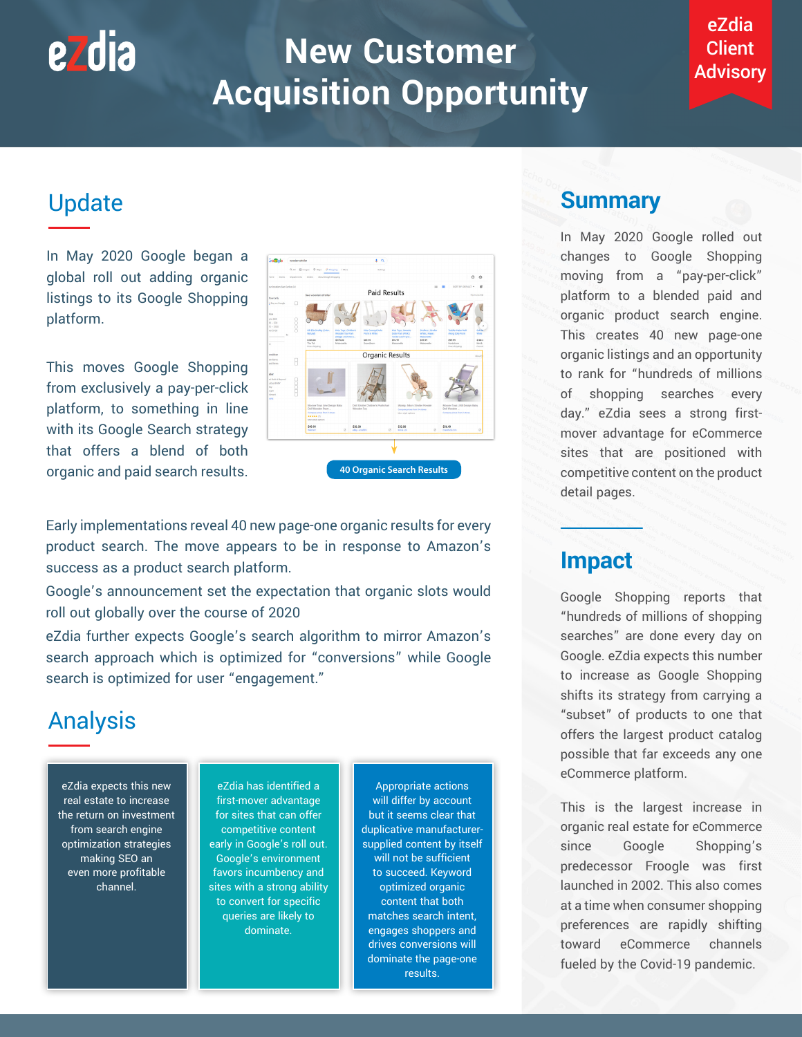# New Customer Acquisition Opportunity

eZdia Client Advisory

## Update

In May 2020 Google began a global roll out adding organic listings to its Google Shopping platform.

This moves Google Shopping from exclusively a pay-per-click platform, to something in line with its Google Search strategy that offers a blend of both organic and paid search results.

40 Organic Search Results

Early implementations reveal 40 new page-one organic results for every product search. The move appears to be in response to Amazon's success as a product search platform.

Google's announcement set the expectation that organic slots would roll out globally over the course of 2020

eZdia further expects Google's search algorithm to mirror Amazon's search approach which is optimized for "conversions" while Google search is optimized for user "engagement."

## Analysis

eZdia expects this new real estate to increase the return on investment from search engine optimization strategies making SEO an even more profitable channel.

eZdia has identified a first-mover advantage for sites that can offer competitive content early in Google's roll out. Google's environment favors incumbency and sites with a strong ability to convert for specific queries are likely to dominate.

Appropriate actions will differ by account but it seems clear that duplicative manufacturer-supplied content by itself will not be sufficient to succeed. Keyword optimized organic content that both matches search intent, engages shoppers and drives conversions will dominate the page-one results.

## Summary

In May 2020 Google rolled out changes to Google Shopping moving from a "pay-per-click" platform to a blended paid and organic product search engine. This creates 40 new page-one organic listings and an opportunity to rank for "hundreds of millions of shopping searches every day." eZdia sees a strong first-mover advantage for eCommerce sites that are positioned with competitive content on the product detail pages.

## Impact

Google Shopping reports that "hundreds of millions of shopping searches" are done every day on Google. eZdia expects this number to increase as Google Shopping shifts its strategy from carrying a "subset" of products to one that offers the largest product catalog possible that far exceeds any one eCommerce platform.

This is the largest increase in organic real estate for eCommerce since Google Shopping's predecessor Froogle was first launched in 2002. This also comes at a time when consumer shopping preferences are rapidly shifting toward eCommerce channels fueled by the Covid-19 pandemic.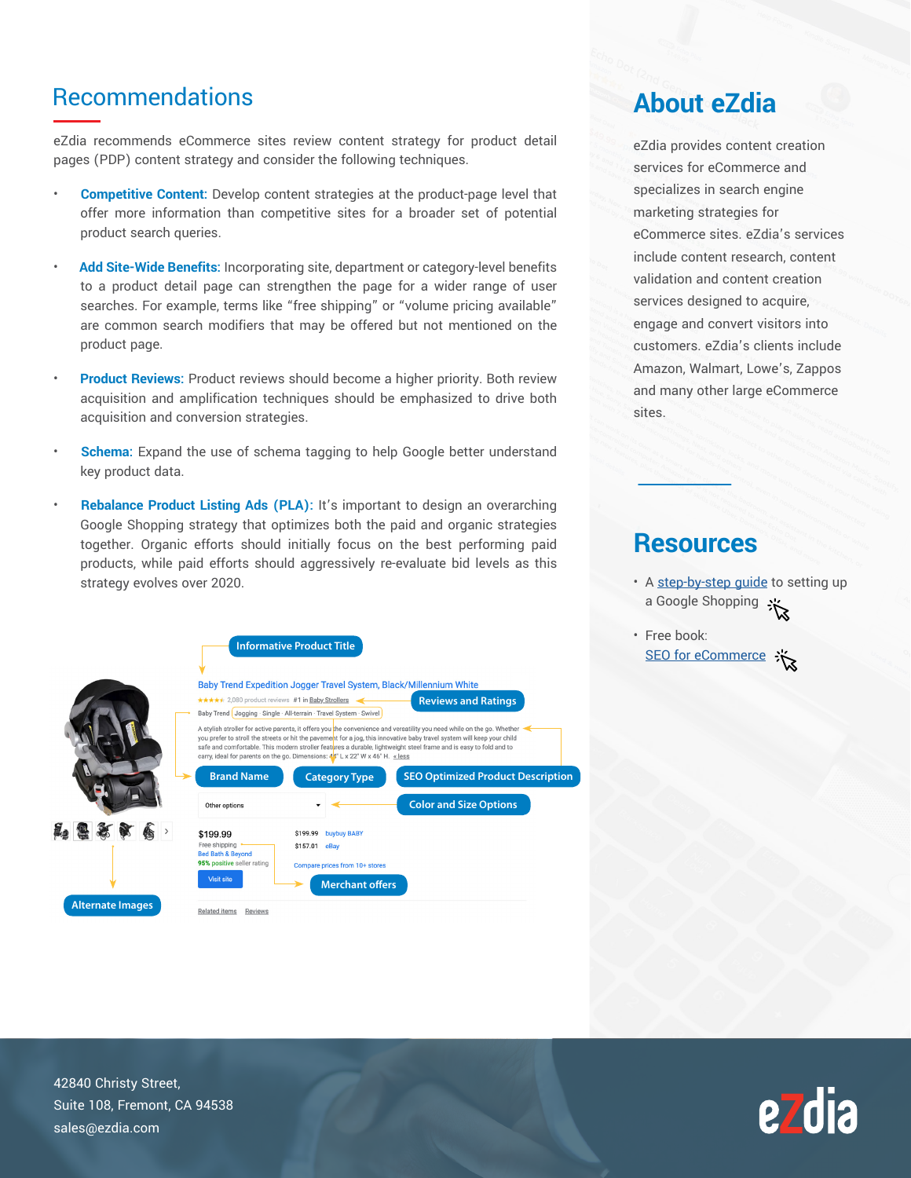## Recommendations

eZdia recommends eCommerce sites review content strategy for product detail pages (PDP) content strategy and consider the following techniques.

- **Competitive Content:** Develop content strategies at the product-page level that offer more information than competitive sites for a broader set of potential product search queries.
- **Add Site-Wide Benefits:** Incorporating site, department or category-level benefits to a product detail page can strengthen the page for a wider range of user searches. For example, terms like “free shipping” or “volume pricing available” are common search modifiers that may be offered but not mentioned on the product page.
- **Product Reviews:** Product reviews should become a higher priority. Both review acquisition and amplification techniques should be emphasized to drive both acquisition and conversion strategies.
- **Schema:** Expand the use of schema tagging to help Google better understand key product data.
- **Rebalance Product Listing Ads (PLA):** It’s important to design an overarching Google Shopping strategy that optimizes both the paid and organic strategies together. Organic efforts should initially focus on the best performing paid products, while paid efforts should aggressively re-evaluate bid levels as this strategy evolves over 2020.

Informative Product Title

Baby Trend Expedition Jogger Travel System, Black/Millennium White

Reviews and Ratings

Brand Name

Category Type

SEO Optimized Product Description

Color and Size Options

Merchant offers

Alternate Images

## About eZdia

eZdia provides content creation services for eCommerce and specializes in search engine marketing strategies for eCommerce sites. eZdia’s services include content research, content validation and content creation services designed to acquire, engage and convert visitors into customers. eZdia’s clients include Amazon, Walmart, Lowe’s, Zappos and many other large eCommerce sites.

## Resources

- A step-by-step guide to setting up a Google Shopping
- Free book: SEO for eCommerce

42840 Christy Street,
Suite 108, Fremont, CA 94538
sales@ezdia.com

eZdia